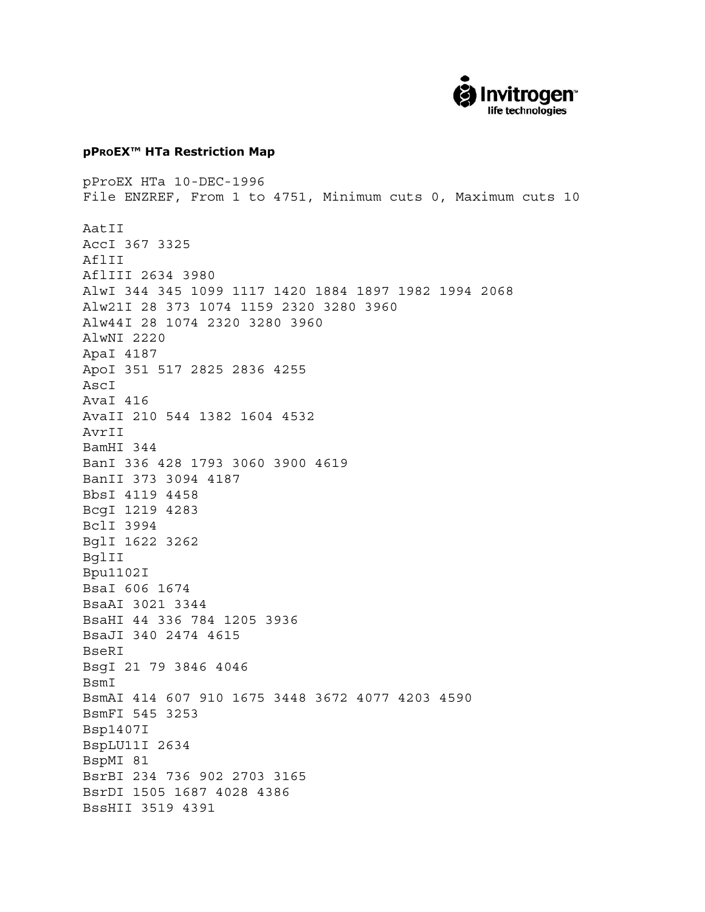**pPROEX™ HTa Restriction Map**

```
pProEX HTa 10-DEC-1996
File ENZREF, From 1 to 4751, Minimum cuts 0, Maximum cuts 10

AatII
AccI 367 3325
AflII
AflIII 2634 3980
AlwI 344 345 1099 1117 1420 1884 1897 1982 1994 2068
Alw21I 28 373 1074 1159 2320 3280 3960
Alw44I 28 1074 2320 3280 3960
AlwNI 2220
ApaI 4187
ApoI 351 517 2825 2836 4255
AscI
AvaI 416
AvaII 210 544 1382 1604 4532
AvrII
BamHI 344
BanI 336 428 1793 3060 3900 4619
BanII 373 3094 4187
BbsI 4119 4458
BcgI 1219 4283
BclI 3994
BglI 1622 3262
BglII
Bpu1102I
BsaI 606 1674
BsaAI 3021 3344
BsaHI 44 336 784 1205 3936
BsaJI 340 2474 4615
BseRI
BsgI 21 79 3846 4046
BsmI
BsmAI 414 607 910 1675 3448 3672 4077 4203 4590
BsmFI 545 3253
Bsp1407I
BspLU11I 2634
BspMI 81
BsrBI 234 736 902 2703 3165
BsrDI 1505 1687 4028 4386
BssHII 3519 4391
```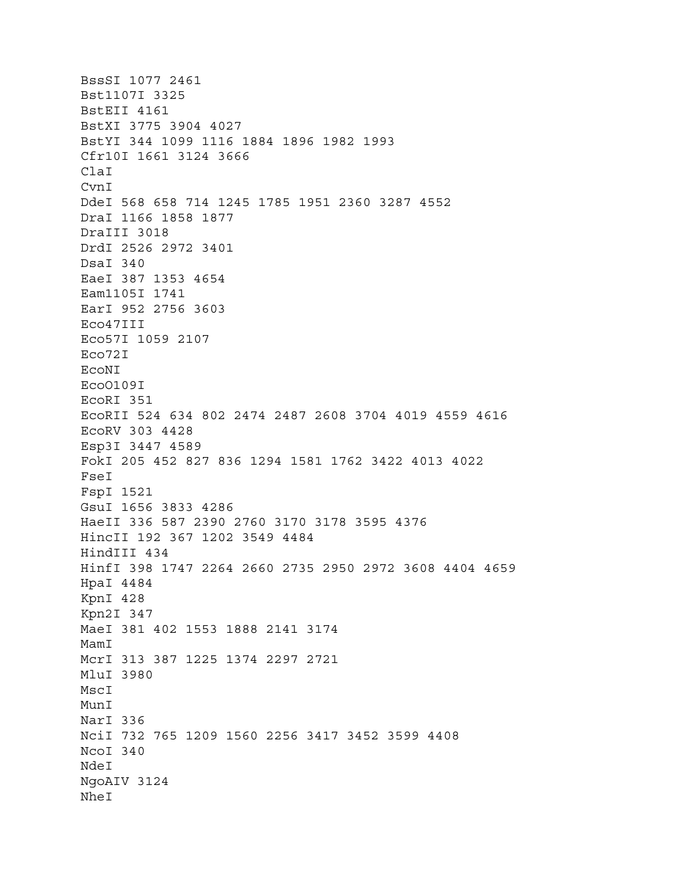BssSI 1077 2461
Bst1107I 3325
BstEII 4161
BstXI 3775 3904 4027
BstYI 344 1099 1116 1884 1896 1982 1993
Cfr10I 1661 3124 3666
ClaI
CvnI
DdeI 568 658 714 1245 1785 1951 2360 3287 4552
DraI 1166 1858 1877
DraIII 3018
DrdI 2526 2972 3401
DsaI 340
EaeI 387 1353 4654
Eam1105I 1741
EarI 952 2756 3603
Eco47III
Eco57I 1059 2107
Eco72I
EcoNI
EcoO109I
EcoRI 351
EcoRII 524 634 802 2474 2487 2608 3704 4019 4559 4616
EcoRV 303 4428
Esp3I 3447 4589
FokI 205 452 827 836 1294 1581 1762 3422 4013 4022
FseI
FspI 1521
GsuI 1656 3833 4286
HaeII 336 587 2390 2760 3170 3178 3595 4376
HincII 192 367 1202 3549 4484
HindIII 434
HinfI 398 1747 2264 2660 2735 2950 2972 3608 4404 4659
HpaI 4484
KpnI 428
Kpn2I 347
MaeI 381 402 1553 1888 2141 3174
MamI
McrI 313 387 1225 1374 2297 2721
MluI 3980
MscI
MunI
NarI 336
NciI 732 765 1209 1560 2256 3417 3452 3599 4408
NcoI 340
NdeI
NgoAIV 3124
NheI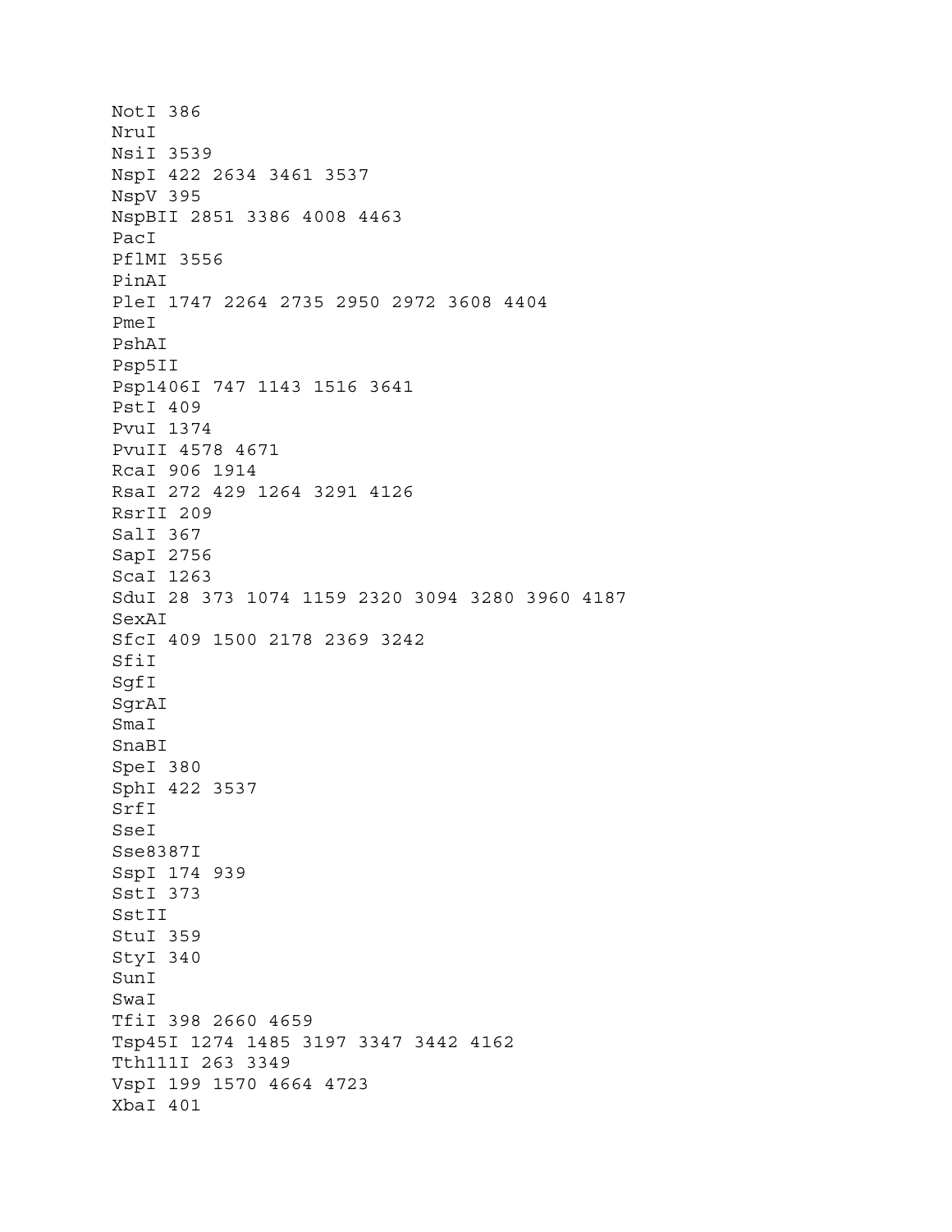NotI 386
NruI
NsiI 3539
NspI 422 2634 3461 3537
NspV 395
NspBII 2851 3386 4008 4463
PacI
PflMI 3556
PinAI
PleI 1747 2264 2735 2950 2972 3608 4404
PmeI
PshAI
Psp5II
Psp1406I 747 1143 1516 3641
PstI 409
PvuI 1374
PvuII 4578 4671
RcaI 906 1914
RsaI 272 429 1264 3291 4126
RsrII 209
SalI 367
SapI 2756
ScaI 1263
SduI 28 373 1074 1159 2320 3094 3280 3960 4187
SexAI
SfcI 409 1500 2178 2369 3242
SfiI
SgfI
SgrAI
SmaI
SnaBI
SpeI 380
SphI 422 3537
SrfI
SseI
Sse8387I
SspI 174 939
SstI 373
SstII
StuI 359
StyI 340
SunI
SwaI
TfiI 398 2660 4659
Tsp45I 1274 1485 3197 3347 3442 4162
Tth111I 263 3349
VspI 199 1570 4664 4723
XbaI 401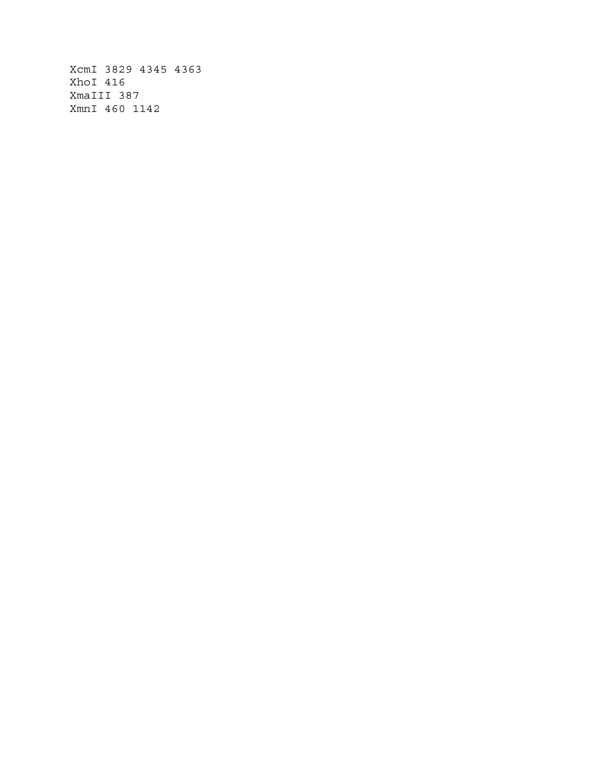```
XcmI 3829 4345 4363
XhoI 416
XmaIII 387
XmnI 460 1142
```